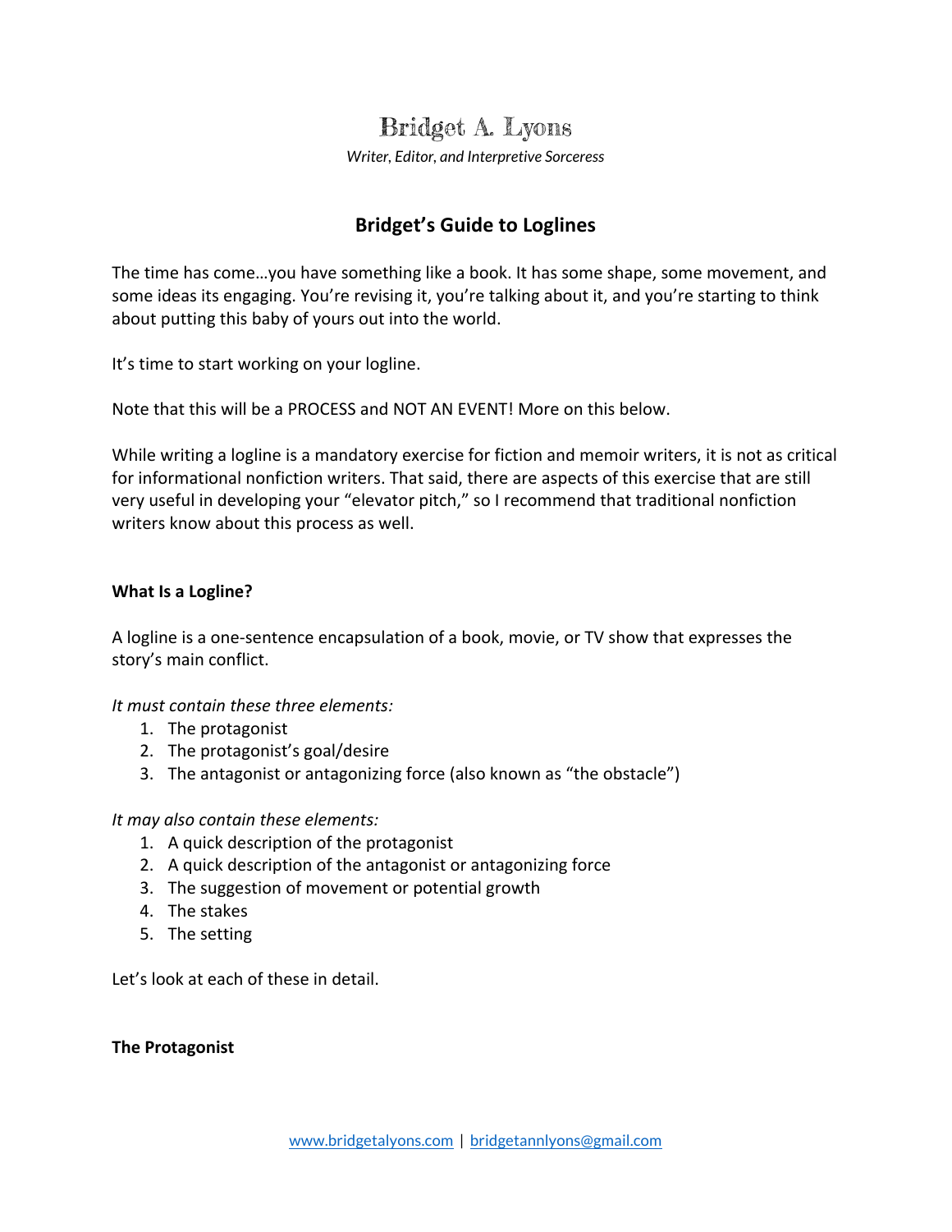# Bridget A. Lyons

*Writer, Editor, and Interpretive Sorceress*

## Bridget's Guide to Loglines

The time has come…you have something like a book. It has some shape, some movement, and some ideas its engaging. You're revising it, you're talking about it, and you're starting to think about putting this baby of yours out into the world.

It's time to start working on your logline.

Note that this will be a PROCESS and NOT AN EVENT! More on this below.

While writing a logline is a mandatory exercise for fiction and memoir writers, it is not as critical for informational nonfiction writers. That said, there are aspects of this exercise that are still very useful in developing your "elevator pitch," so I recommend that traditional nonfiction writers know about this process as well.

### What Is a Logline?

A logline is a one-sentence encapsulation of a book, movie, or TV show that expresses the story's main conflict.

*It must contain these three elements:*

1. The protagonist
2. The protagonist's goal/desire
3. The antagonist or antagonizing force (also known as "the obstacle")

*It may also contain these elements:*

1. A quick description of the protagonist
2. A quick description of the antagonist or antagonizing force
3. The suggestion of movement or potential growth
4. The stakes
5. The setting

Let's look at each of these in detail.

### The Protagonist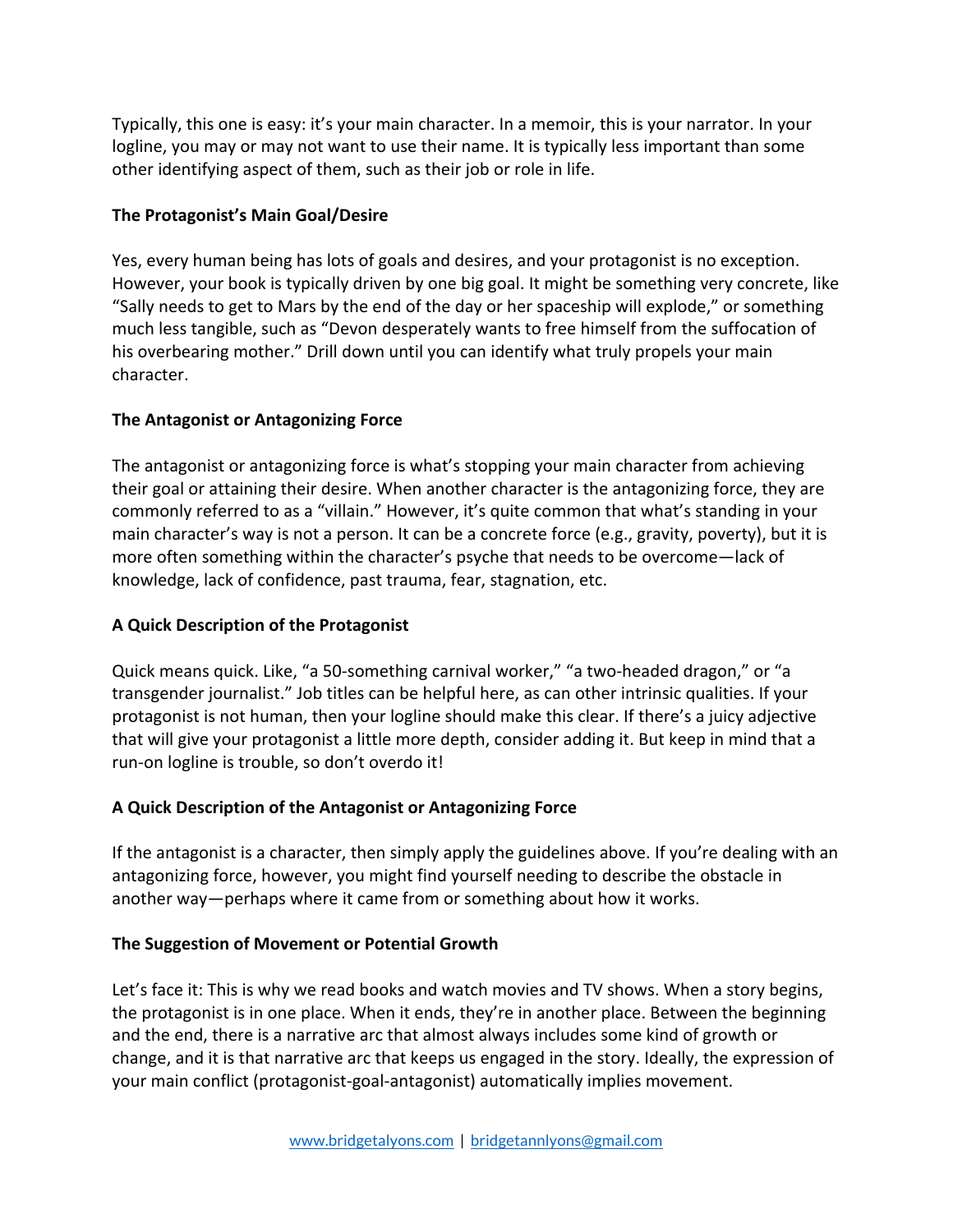Typically, this one is easy: it's your main character. In a memoir, this is your narrator. In your logline, you may or may not want to use their name. It is typically less important than some other identifying aspect of them, such as their job or role in life.

### The Protagonist's Main Goal/Desire

Yes, every human being has lots of goals and desires, and your protagonist is no exception. However, your book is typically driven by one big goal. It might be something very concrete, like "Sally needs to get to Mars by the end of the day or her spaceship will explode," or something much less tangible, such as "Devon desperately wants to free himself from the suffocation of his overbearing mother." Drill down until you can identify what truly propels your main character.

### The Antagonist or Antagonizing Force

The antagonist or antagonizing force is what's stopping your main character from achieving their goal or attaining their desire. When another character is the antagonizing force, they are commonly referred to as a "villain." However, it's quite common that what's standing in your main character's way is not a person. It can be a concrete force (e.g., gravity, poverty), but it is more often something within the character's psyche that needs to be overcome—lack of knowledge, lack of confidence, past trauma, fear, stagnation, etc.

### A Quick Description of the Protagonist

Quick means quick. Like, "a 50-something carnival worker," "a two-headed dragon," or "a transgender journalist." Job titles can be helpful here, as can other intrinsic qualities. If your protagonist is not human, then your logline should make this clear. If there's a juicy adjective that will give your protagonist a little more depth, consider adding it. But keep in mind that a run-on logline is trouble, so don't overdo it!

### A Quick Description of the Antagonist or Antagonizing Force

If the antagonist is a character, then simply apply the guidelines above. If you're dealing with an antagonizing force, however, you might find yourself needing to describe the obstacle in another way—perhaps where it came from or something about how it works.

### The Suggestion of Movement or Potential Growth

Let's face it: This is why we read books and watch movies and TV shows. When a story begins, the protagonist is in one place. When it ends, they're in another place. Between the beginning and the end, there is a narrative arc that almost always includes some kind of growth or change, and it is that narrative arc that keeps us engaged in the story. Ideally, the expression of your main conflict (protagonist-goal-antagonist) automatically implies movement.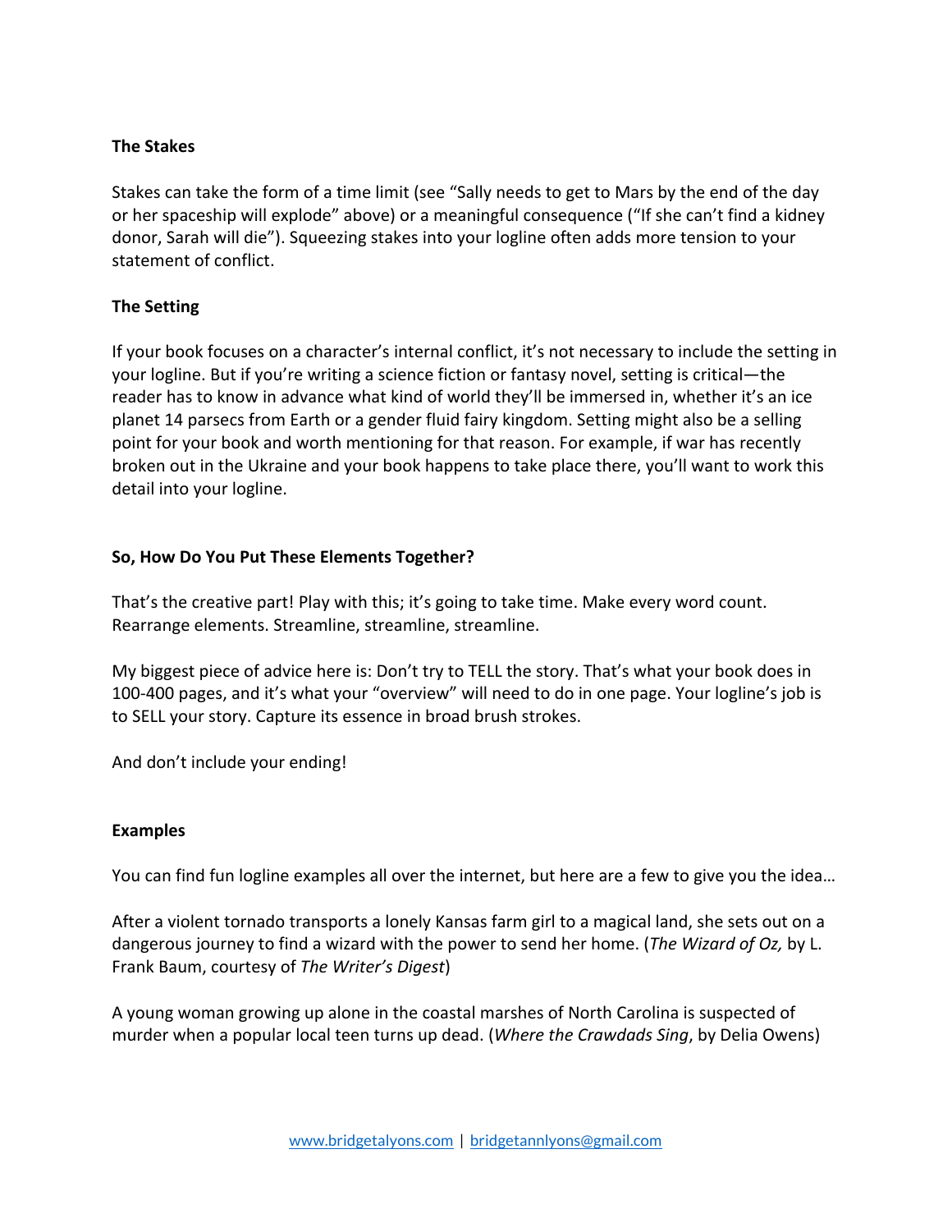### The Stakes

Stakes can take the form of a time limit (see "Sally needs to get to Mars by the end of the day or her spaceship will explode" above) or a meaningful consequence ("If she can't find a kidney donor, Sarah will die"). Squeezing stakes into your logline often adds more tension to your statement of conflict.

### The Setting

If your book focuses on a character's internal conflict, it's not necessary to include the setting in your logline. But if you're writing a science fiction or fantasy novel, setting is critical—the reader has to know in advance what kind of world they'll be immersed in, whether it's an ice planet 14 parsecs from Earth or a gender fluid fairy kingdom. Setting might also be a selling point for your book and worth mentioning for that reason. For example, if war has recently broken out in the Ukraine and your book happens to take place there, you'll want to work this detail into your logline.

### So, How Do You Put These Elements Together?

That's the creative part! Play with this; it's going to take time. Make every word count. Rearrange elements. Streamline, streamline, streamline.

My biggest piece of advice here is: Don't try to TELL the story. That's what your book does in 100-400 pages, and it's what your "overview" will need to do in one page. Your logline's job is to SELL your story. Capture its essence in broad brush strokes.

And don't include your ending!

### Examples

You can find fun logline examples all over the internet, but here are a few to give you the idea…

After a violent tornado transports a lonely Kansas farm girl to a magical land, she sets out on a dangerous journey to find a wizard with the power to send her home. (*The Wizard of Oz,* by L. Frank Baum, courtesy of *The Writer's Digest*)

A young woman growing up alone in the coastal marshes of North Carolina is suspected of murder when a popular local teen turns up dead. (*Where the Crawdads Sing*, by Delia Owens)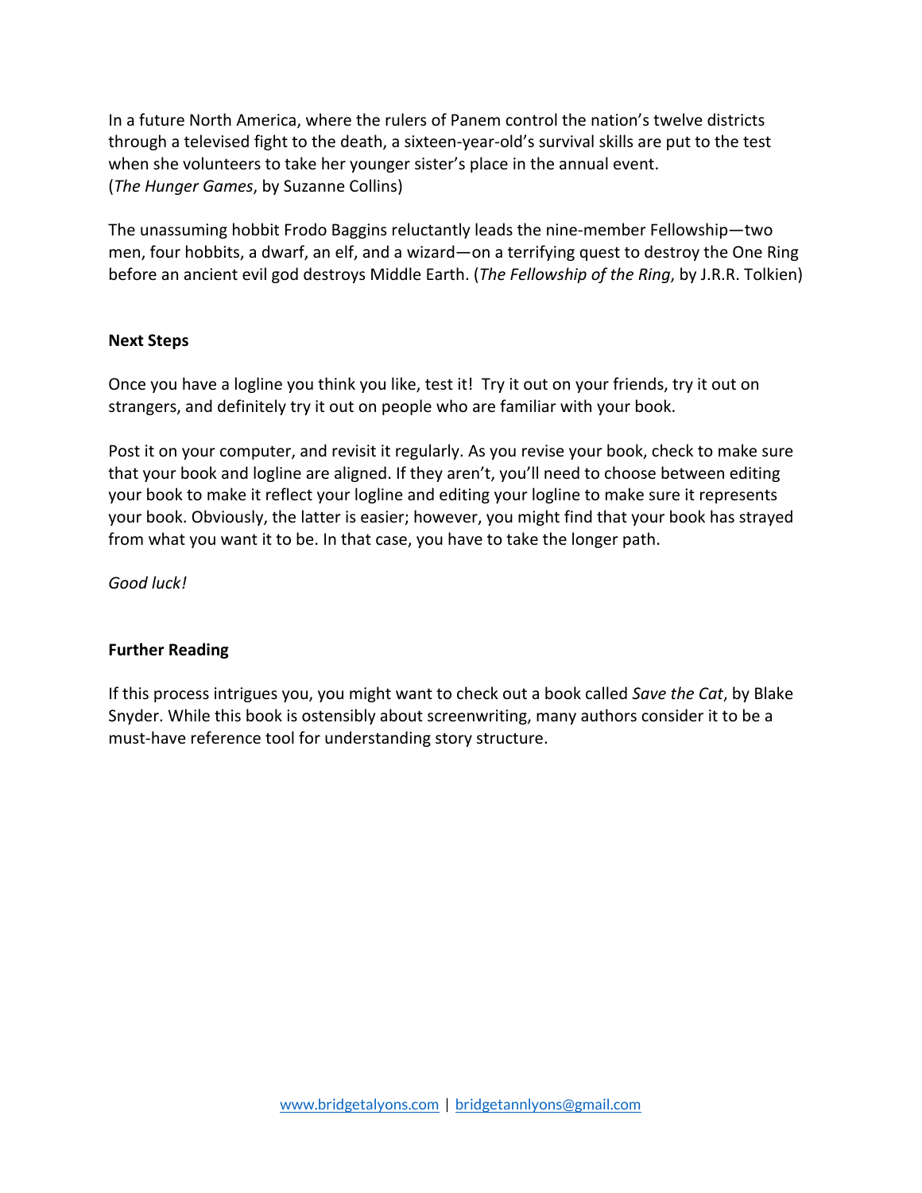In a future North America, where the rulers of Panem control the nation's twelve districts through a televised fight to the death, a sixteen-year-old's survival skills are put to the test when she volunteers to take her younger sister's place in the annual event. (*The Hunger Games*, by Suzanne Collins)

The unassuming hobbit Frodo Baggins reluctantly leads the nine-member Fellowship—two men, four hobbits, a dwarf, an elf, and a wizard—on a terrifying quest to destroy the One Ring before an ancient evil god destroys Middle Earth. (*The Fellowship of the Ring*, by J.R.R. Tolkien)

**Next Steps**

Once you have a logline you think you like, test it! Try it out on your friends, try it out on strangers, and definitely try it out on people who are familiar with your book.

Post it on your computer, and revisit it regularly. As you revise your book, check to make sure that your book and logline are aligned. If they aren't, you'll need to choose between editing your book to make it reflect your logline and editing your logline to make sure it represents your book. Obviously, the latter is easier; however, you might find that your book has strayed from what you want it to be. In that case, you have to take the longer path.

*Good luck!*

**Further Reading**

If this process intrigues you, you might want to check out a book called *Save the Cat*, by Blake Snyder. While this book is ostensibly about screenwriting, many authors consider it to be a must-have reference tool for understanding story structure.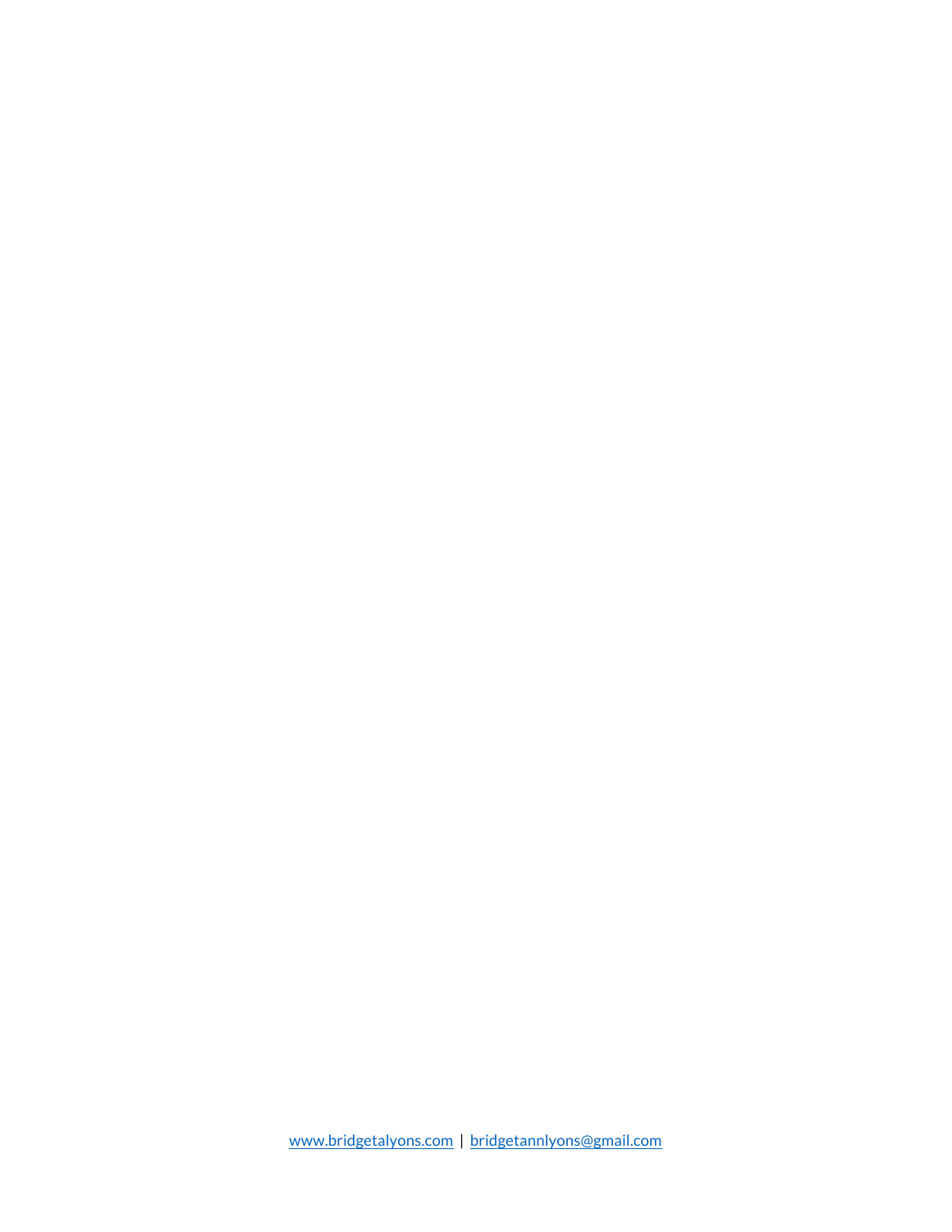www.bridgetalyons.com | bridgetannlyons@gmail.com